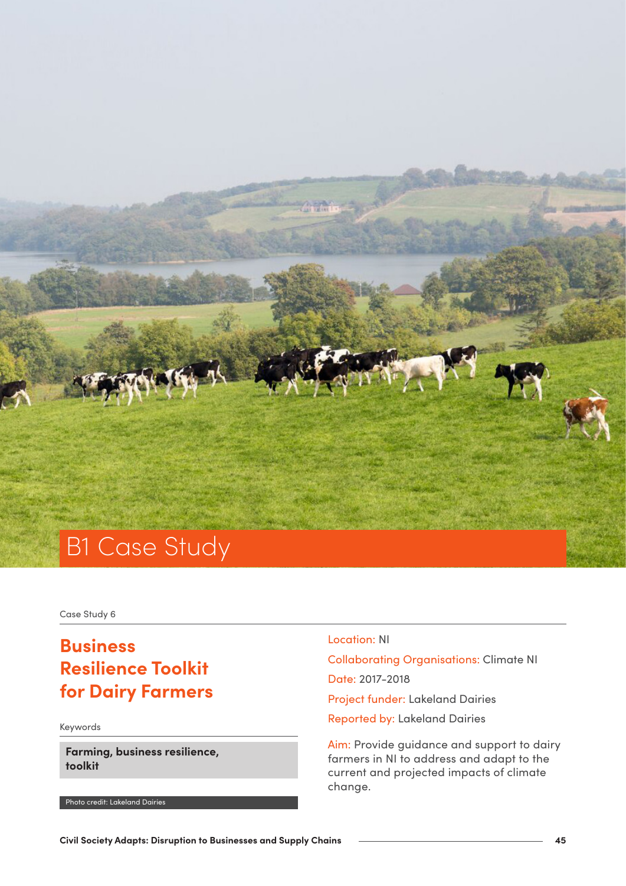# B1 Case Study

Case Study 6

## Business Resilience Toolkit for Dairy Farmers

Keywords

**Farming, business resilience, toolkit**

Photo credit: Lakeland Dairies

Location: NI

Collaborating Organisations: Climate NI

Date: 2017–2018

Project funder: Lakeland Dairies

Reported by: Lakeland Dairies

Aim: Provide guidance and support to dairy farmers in NI to address and adapt to the current and projected impacts of climate change.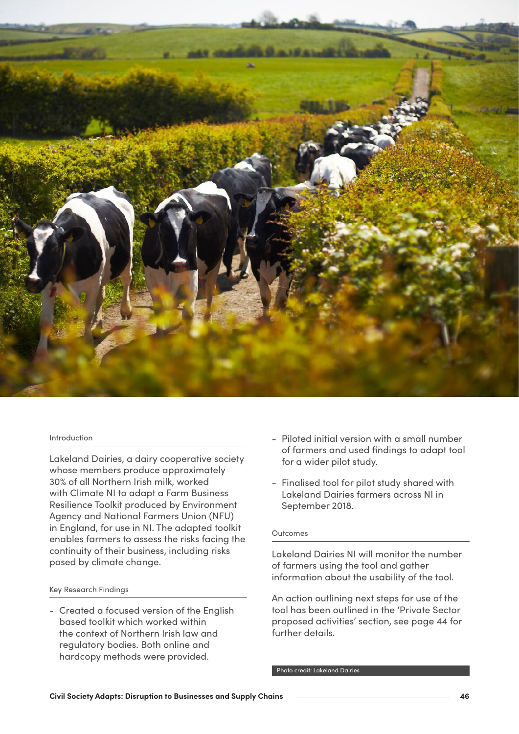## Introduction

Lakeland Dairies, a dairy cooperative society whose members produce approximately 30% of all Northern Irish milk, worked with Climate NI to adapt a Farm Business Resilience Toolkit produced by Environment Agency and National Farmers Union (NFU) in England, for use in NI. The adapted toolkit enables farmers to assess the risks facing the continuity of their business, including risks posed by climate change.

## Key Research Findings

- Created a focused version of the English based toolkit which worked within the context of Northern Irish law and regulatory bodies. Both online and hardcopy methods were provided.
- Piloted initial version with a small number of farmers and used findings to adapt tool for a wider pilot study.
- Finalised tool for pilot study shared with Lakeland Dairies farmers across NI in September 2018.

## Outcomes

Lakeland Dairies NI will monitor the number of farmers using the tool and gather information about the usability of the tool.

An action outlining next steps for use of the tool has been outlined in the 'Private Sector proposed activities' section, see page 44 for further details.

Photo credit: Lakeland Dairies